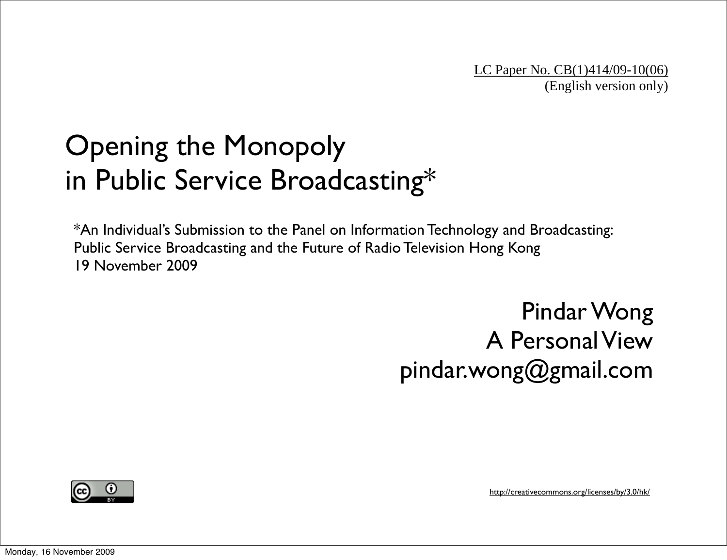LC Paper No. CB(1)414/09-10(06)
(English version only)

# Opening the Monopoly in Public Service Broadcasting*

*An Individual's Submission to the Panel on Information Technology and Broadcasting: Public Service Broadcasting and the Future of Radio Television Hong Kong
19 November 2009

Pindar Wong
A Personal View
pindar.wong@gmail.com

http://creativecommons.org/licenses/by/3.0/hk/

Monday, 16 November 2009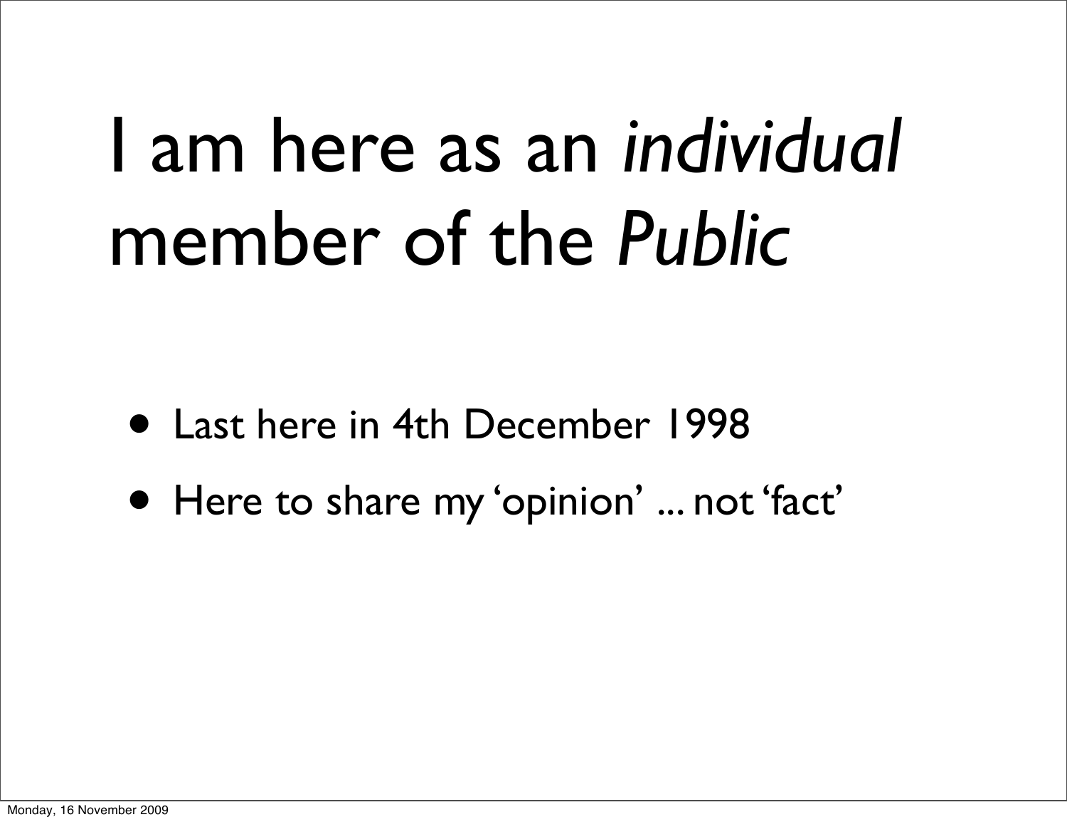# I am here as an *individual* member of the *Public*

- Last here in 4th December 1998
- Here to share my 'opinion' ... not 'fact'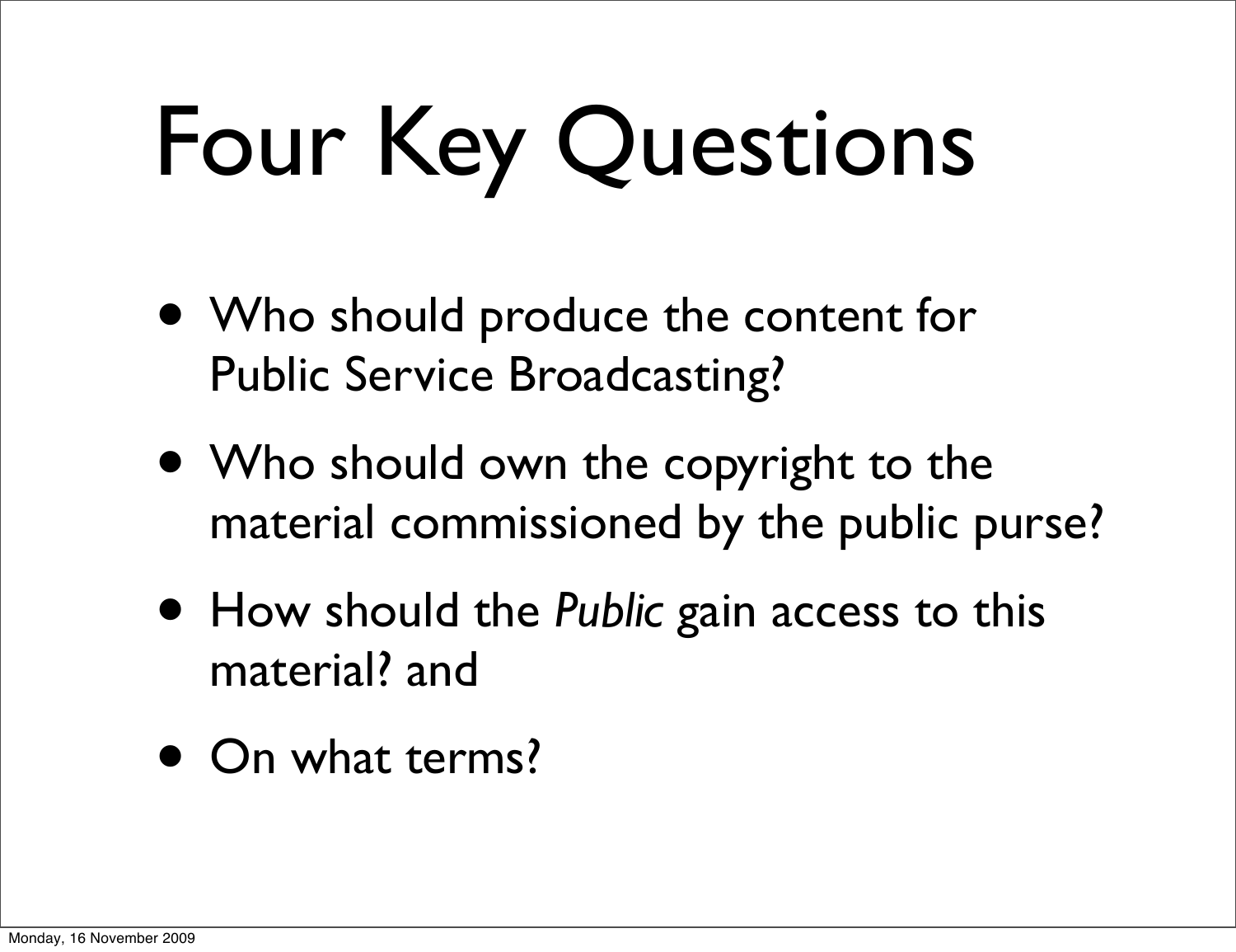# Four Key Questions

- Who should produce the content for Public Service Broadcasting?
- Who should own the copyright to the material commissioned by the public purse?
- How should the *Public* gain access to this material? and
- On what terms?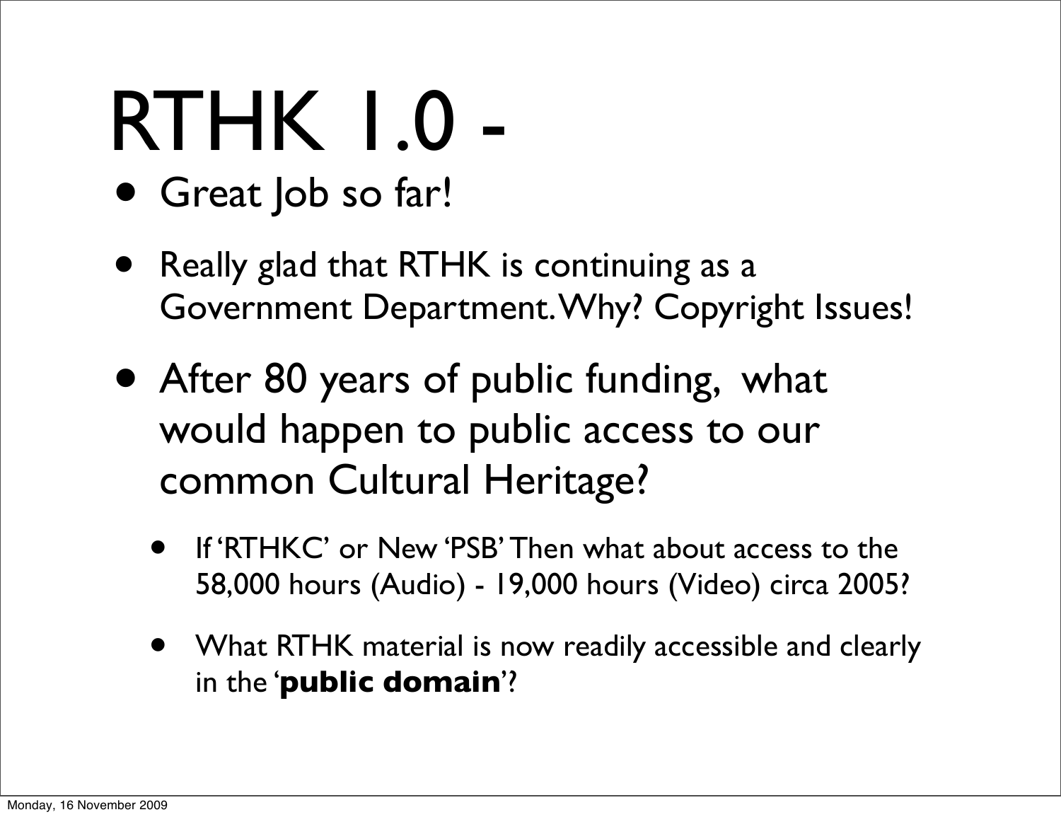# RTHK 1.0 -

- Great Job so far!
- Really glad that RTHK is continuing as a Government Department. Why? Copyright Issues!
- After 80 years of public funding, what would happen to public access to our common Cultural Heritage?
  - If 'RTHKC' or New 'PSB' Then what about access to the 58,000 hours (Audio) - 19,000 hours (Video) circa 2005?
  - What RTHK material is now readily accessible and clearly in the '**public domain**'?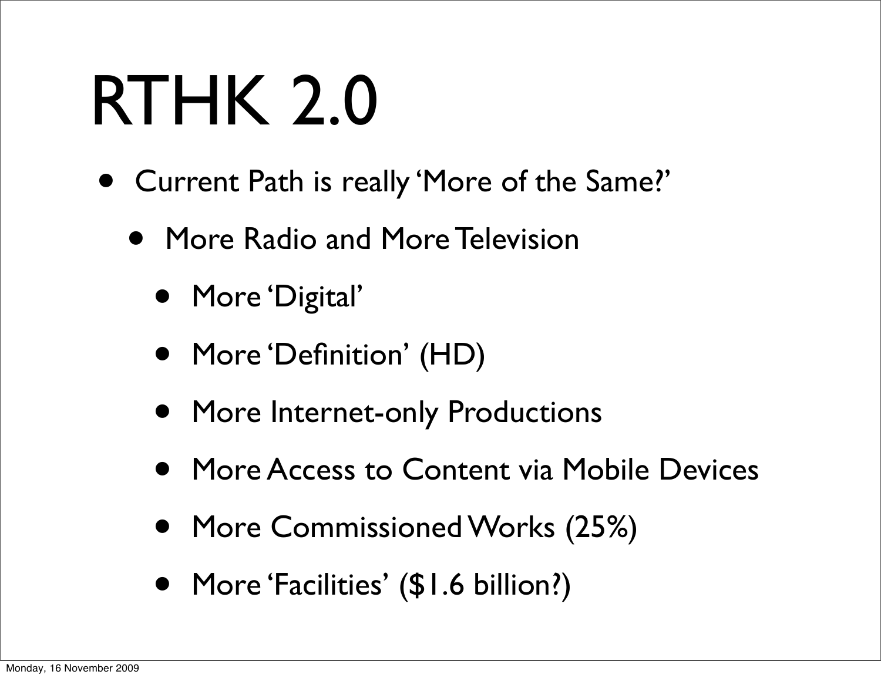# RTHK 2.0

- Current Path is really 'More of the Same?'
  - More Radio and More Television
    - More 'Digital'
    - More 'Definition' (HD)
    - More Internet-only Productions
    - More Access to Content via Mobile Devices
    - More Commissioned Works (25%)
    - More 'Facilities' ($1.6 billion?)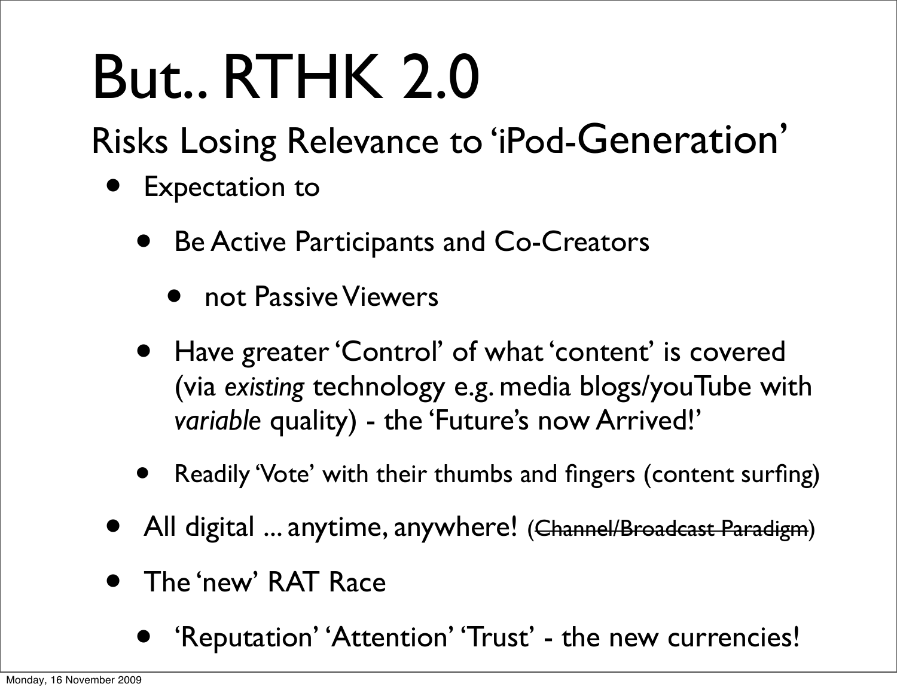# But.. RTHK 2.0

## Risks Losing Relevance to 'iPod-Generation'

- Expectation to
  - Be Active Participants and Co-Creators
    - not Passive Viewers
  - Have greater 'Control' of what 'content' is covered (via *existing* technology e.g. media blogs/youTube with *variable* quality) - the 'Future's now Arrived!'
  - Readily 'Vote' with their thumbs and fingers (content surfing)
- All digital ... anytime, anywhere! (~~Channel/Broadcast Paradigm~~)
- The 'new' RAT Race
  - 'Reputation' 'Attention' 'Trust' - the new currencies!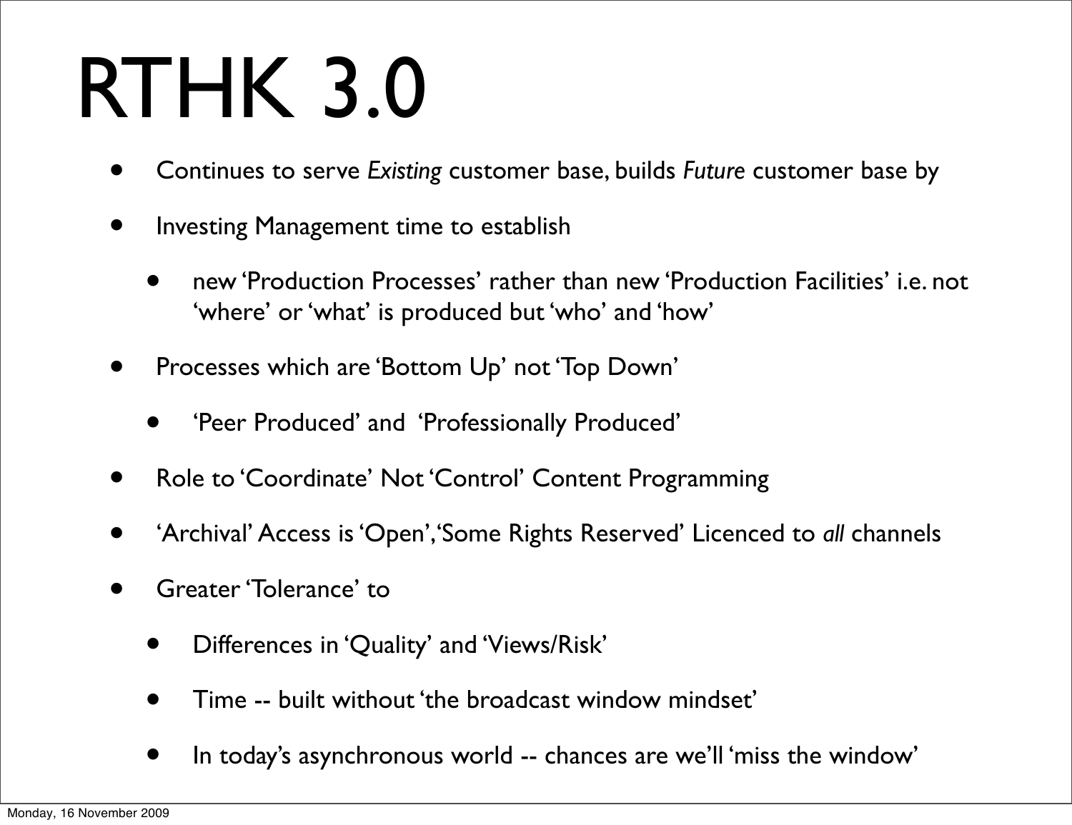# RTHK 3.0

- Continues to serve *Existing* customer base, builds *Future* customer base by
- Investing Management time to establish
  - new 'Production Processes' rather than new 'Production Facilities' i.e. not 'where' or 'what' is produced but 'who' and 'how'
- Processes which are 'Bottom Up' not 'Top Down'
  - 'Peer Produced' and 'Professionally Produced'
- Role to 'Coordinate' Not 'Control' Content Programming
- 'Archival' Access is 'Open', 'Some Rights Reserved' Licenced to *all* channels
- Greater 'Tolerance' to
  - Differences in 'Quality' and 'Views/Risk'
  - Time -- built without 'the broadcast window mindset'
  - In today's asynchronous world -- chances are we'll 'miss the window'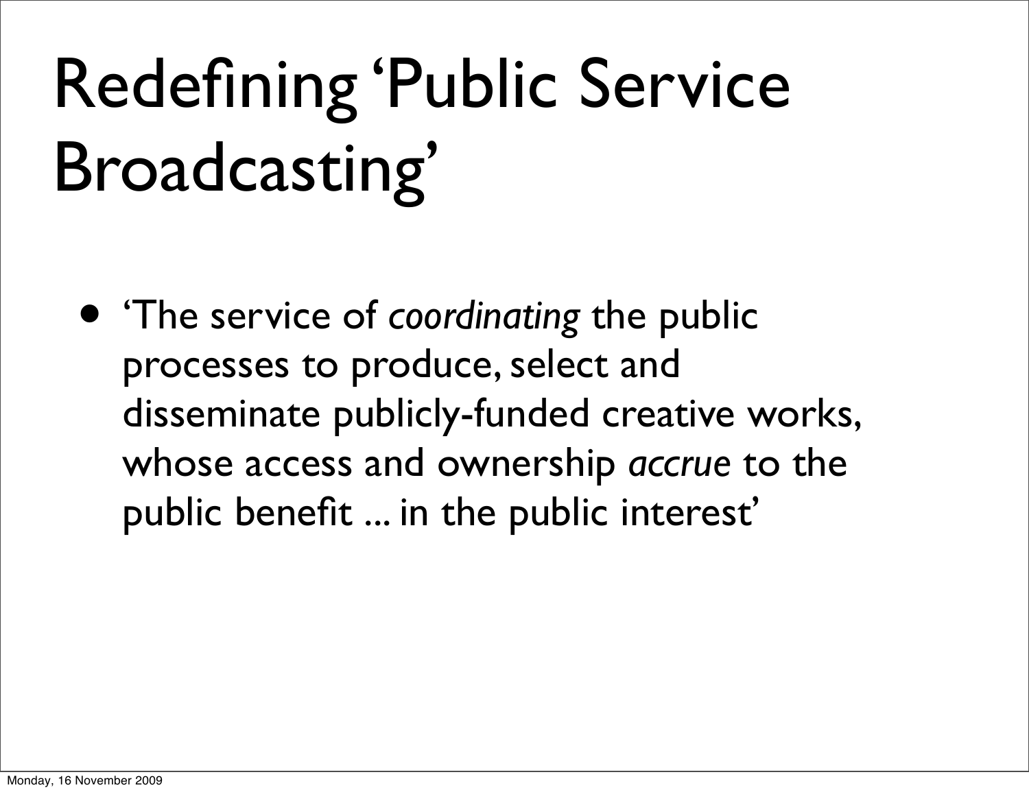# Redefining 'Public Service Broadcasting'

- 'The service of *coordinating* the public processes to produce, select and disseminate publicly-funded creative works, whose access and ownership *accrue* to the public benefit ... in the public interest'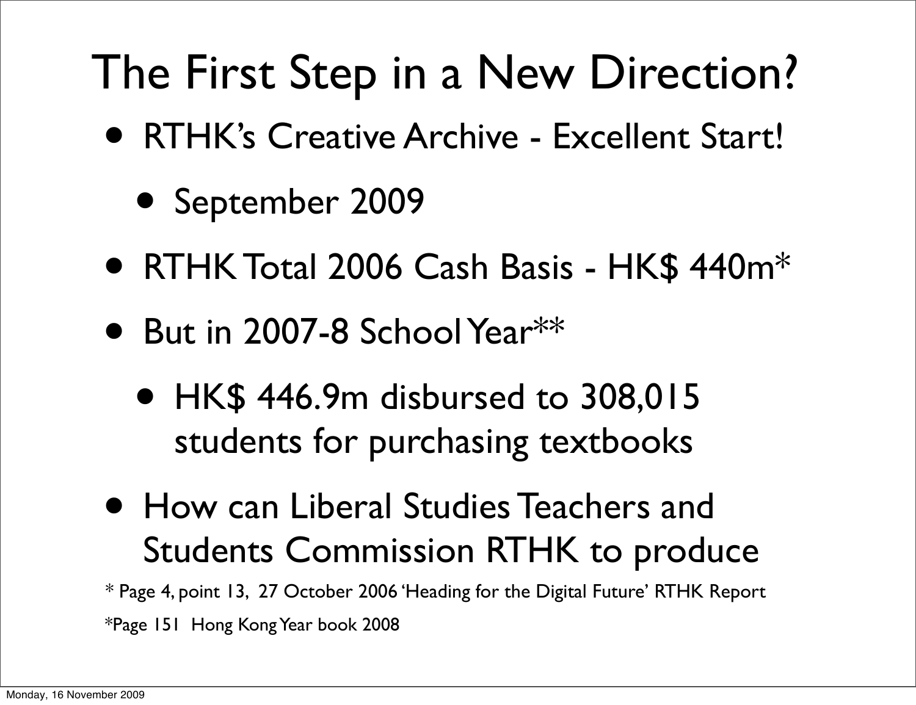# The First Step in a New Direction?

- RTHK's Creative Archive - Excellent Start!
  - September 2009
- RTHK Total 2006 Cash Basis - HK$ 440m*
- But in 2007-8 School Year**
  - HK$ 446.9m disbursed to 308,015 students for purchasing textbooks
- How can Liberal Studies Teachers and Students Commission RTHK to produce

* Page 4, point 13, 27 October 2006 'Heading for the Digital Future' RTHK Report

*Page 151 Hong Kong Year book 2008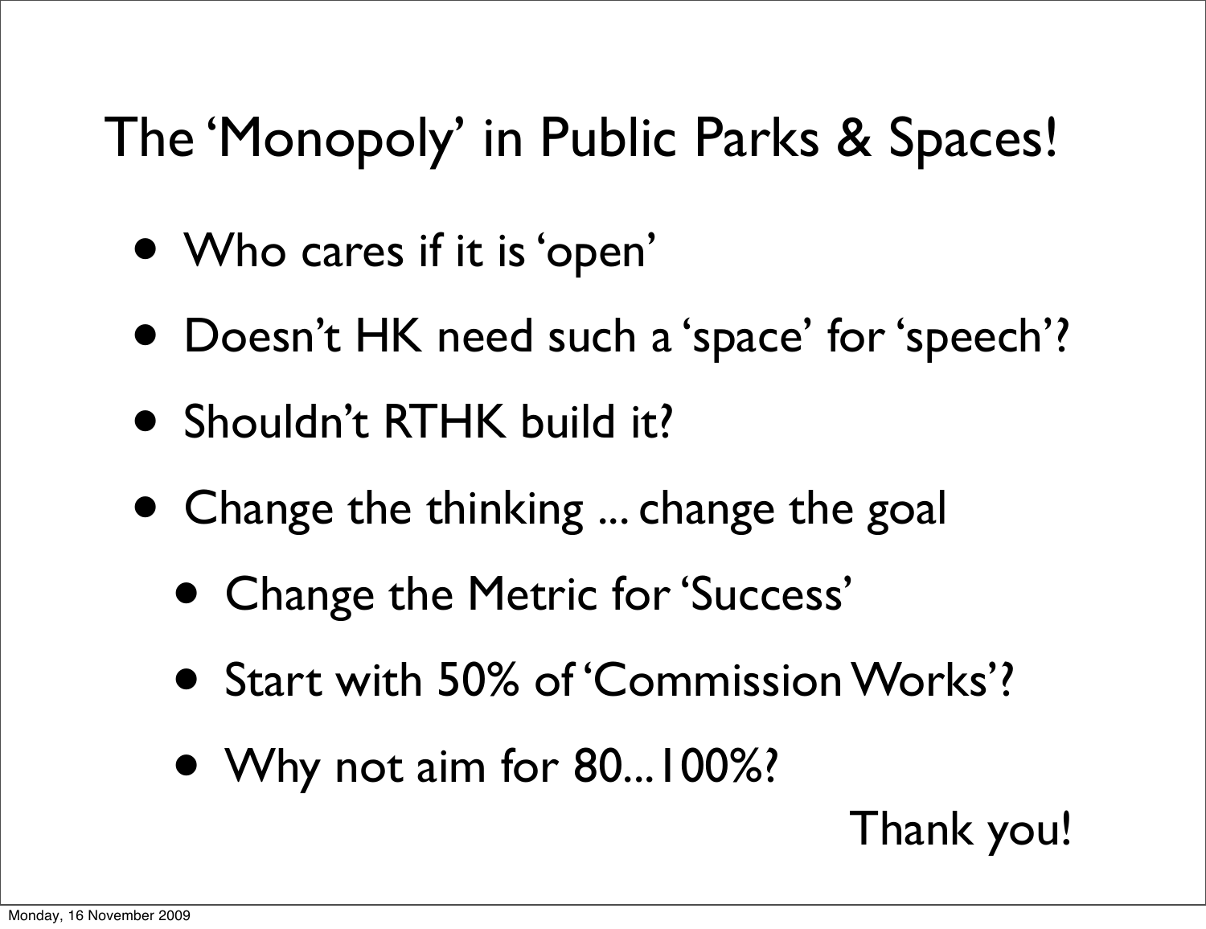# The 'Monopoly' in Public Parks & Spaces!

- Who cares if it is 'open'
- Doesn't HK need such a 'space' for 'speech'?
- Shouldn't RTHK build it?
- Change the thinking ... change the goal
  - Change the Metric for 'Success'
  - Start with 50% of 'Commission Works'?
  - Why not aim for 80...100%?

Thank you!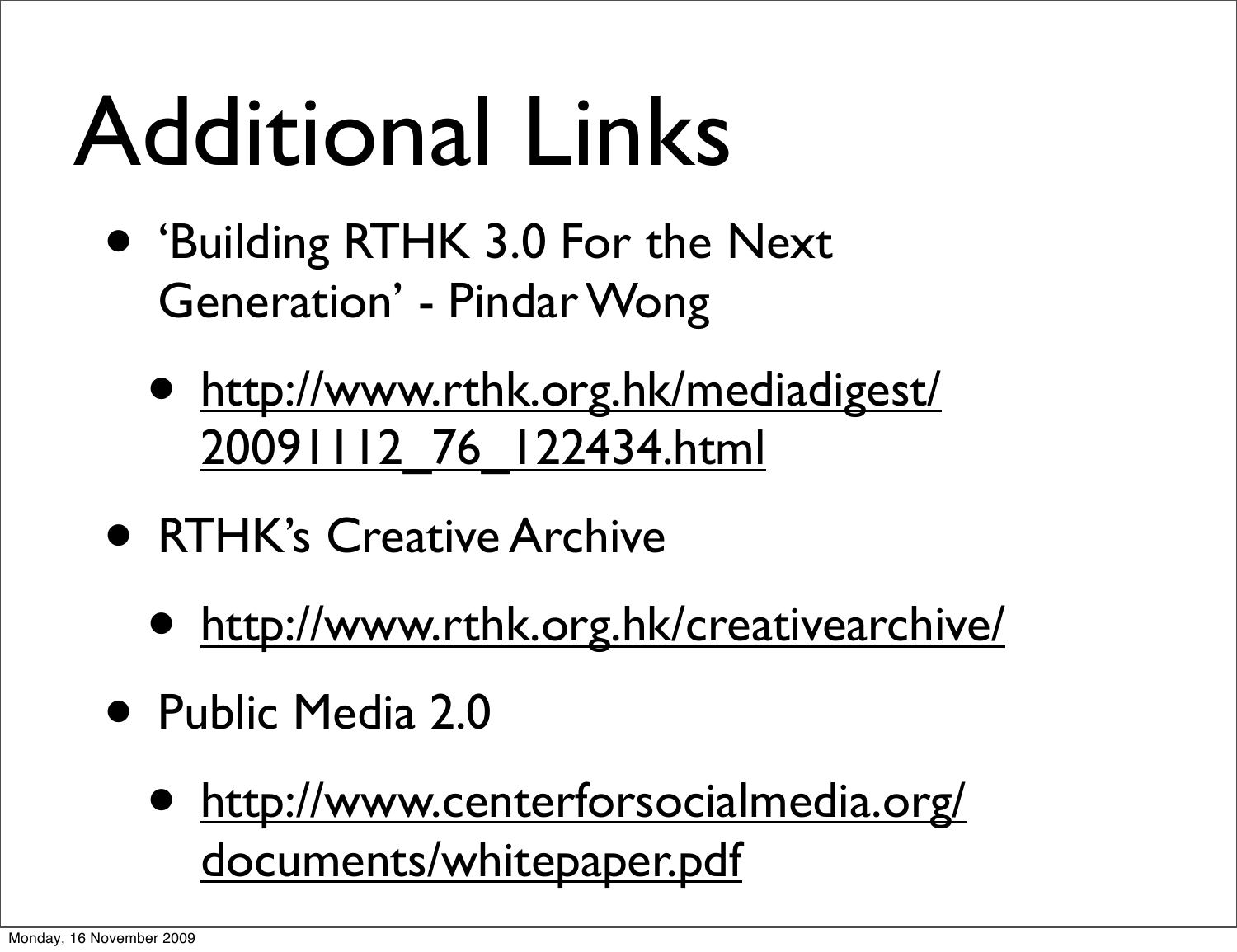# Additional Links

- 'Building RTHK 3.0 For the Next Generation' - Pindar Wong
  - http://www.rthk.org.hk/mediadigest/20091112_76_122434.html
- RTHK's Creative Archive
  - http://www.rthk.org.hk/creativearchive/
- Public Media 2.0
  - http://www.centerforsocialmedia.org/documents/whitepaper.pdf